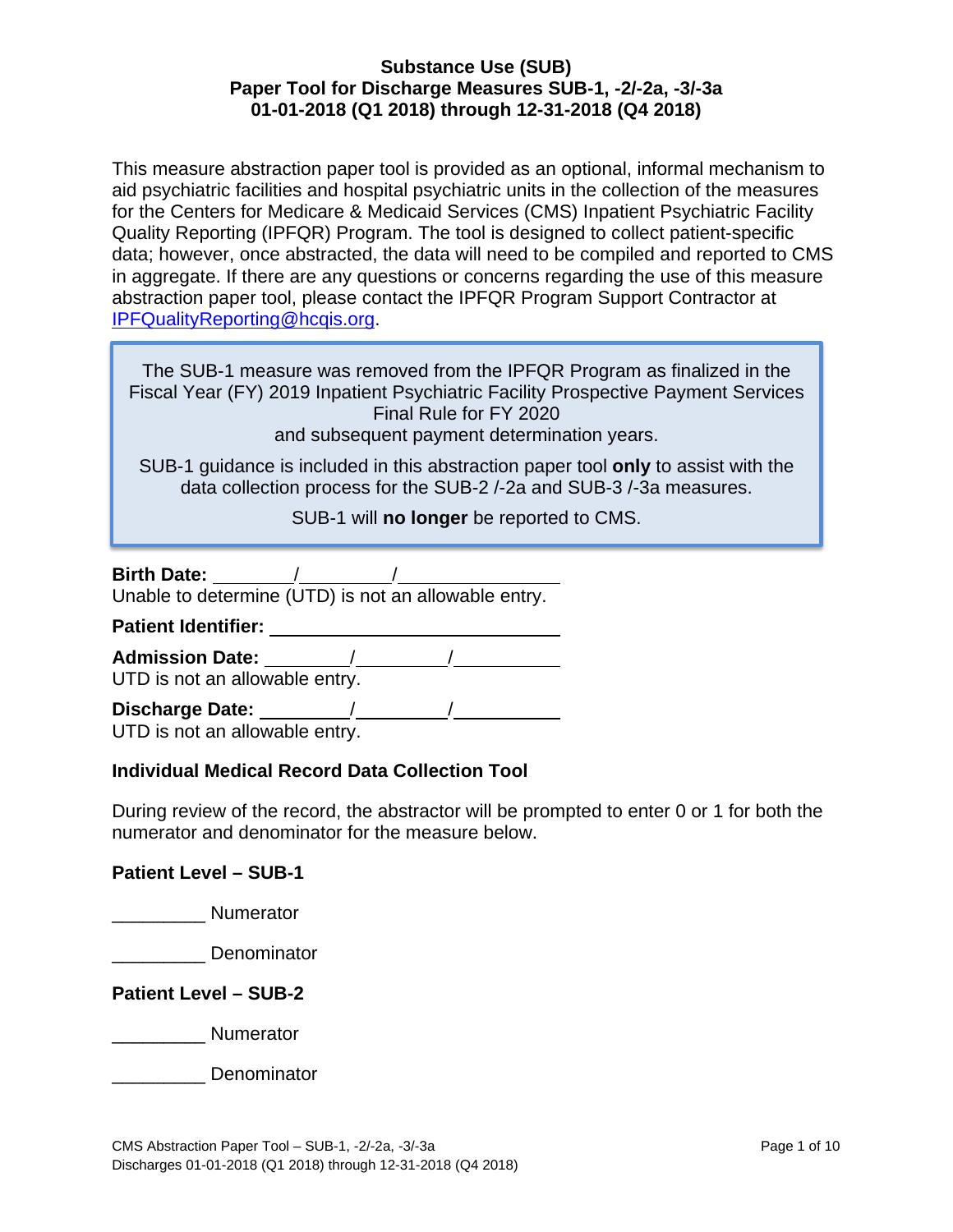# Substance Use (SUB)
## Paper Tool for Discharge Measures SUB-1, -2/-2a, -3/-3a
## 01-01-2018 (Q1 2018) through 12-31-2018 (Q4 2018)

This measure abstraction paper tool is provided as an optional, informal mechanism to aid psychiatric facilities and hospital psychiatric units in the collection of the measures for the Centers for Medicare & Medicaid Services (CMS) Inpatient Psychiatric Facility Quality Reporting (IPFQR) Program. The tool is designed to collect patient-specific data; however, once abstracted, the data will need to be compiled and reported to CMS in aggregate. If there are any questions or concerns regarding the use of this measure abstraction paper tool, please contact the IPFQR Program Support Contractor at IPFQualityReporting@hcqis.org.

> The SUB-1 measure was removed from the IPFQR Program as finalized in the Fiscal Year (FY) 2019 Inpatient Psychiatric Facility Prospective Payment Services Final Rule for FY 2020 and subsequent payment determination years.
>
> SUB-1 guidance is included in this abstraction paper tool **only** to assist with the data collection process for the SUB-2 /-2a and SUB-3 /-3a measures.
>
> SUB-1 will **no longer** be reported to CMS.

**Birth Date:** ________/_________/_______________
Unable to determine (UTD) is not an allowable entry.

**Patient Identifier:** ____________________________

**Admission Date:** ________/_________/___________
UTD is not an allowable entry.

**Discharge Date:** _________/_________/___________
UTD is not an allowable entry.

### Individual Medical Record Data Collection Tool

During review of the record, the abstractor will be prompted to enter 0 or 1 for both the numerator and denominator for the measure below.

### Patient Level – SUB-1

_________ Numerator

_________ Denominator

### Patient Level – SUB-2

_________ Numerator

_________ Denominator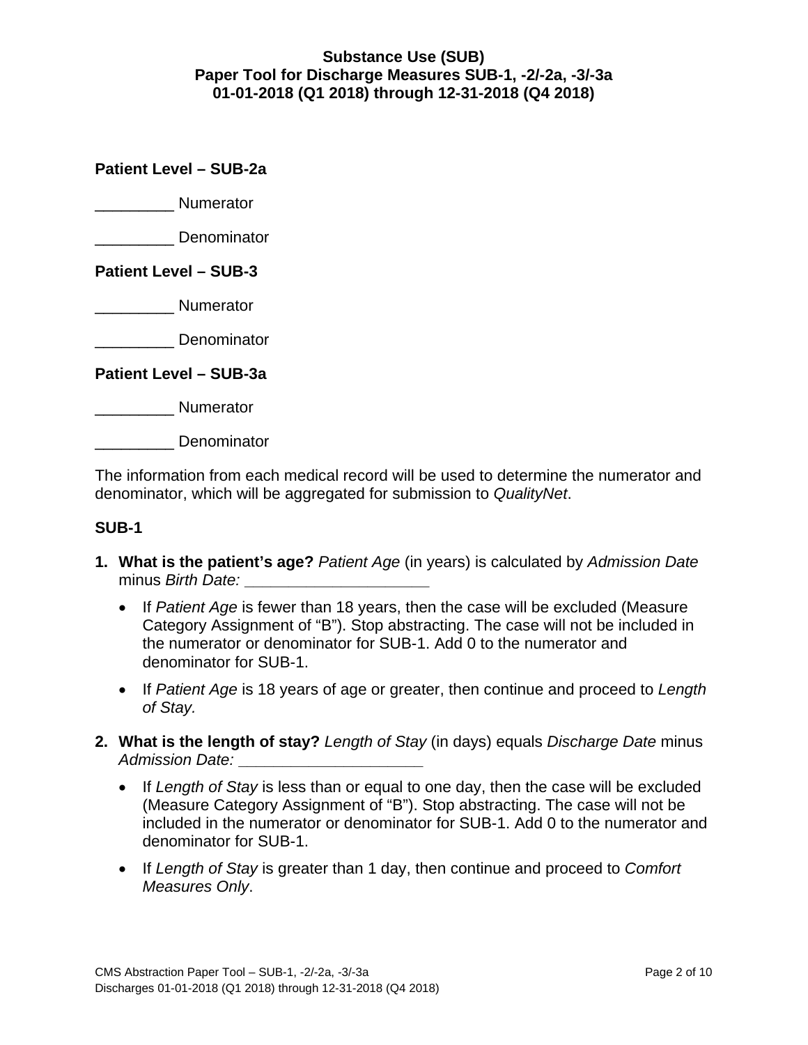**Patient Level – SUB-2a**

_________ Numerator

_________ Denominator

**Patient Level – SUB-3**

_________ Numerator

_________ Denominator

**Patient Level – SUB-3a**

_________ Numerator

_________ Denominator

The information from each medical record will be used to determine the numerator and denominator, which will be aggregated for submission to *QualityNet*.

**SUB-1**

1. **What is the patient's age?** *Patient Age* (in years) is calculated by *Admission Date* minus *Birth Date:* ____________________
   - If *Patient Age* is fewer than 18 years, then the case will be excluded (Measure Category Assignment of "B"). Stop abstracting. The case will not be included in the numerator or denominator for SUB-1. Add 0 to the numerator and denominator for SUB-1.
   - If *Patient Age* is 18 years of age or greater, then continue and proceed to *Length of Stay*.

2. **What is the length of stay?** *Length of Stay* (in days) equals *Discharge Date* minus *Admission Date:* ____________________
   - If *Length of Stay* is less than or equal to one day, then the case will be excluded (Measure Category Assignment of "B"). Stop abstracting. The case will not be included in the numerator or denominator for SUB-1. Add 0 to the numerator and denominator for SUB-1.
   - If *Length of Stay* is greater than 1 day, then continue and proceed to *Comfort Measures Only*.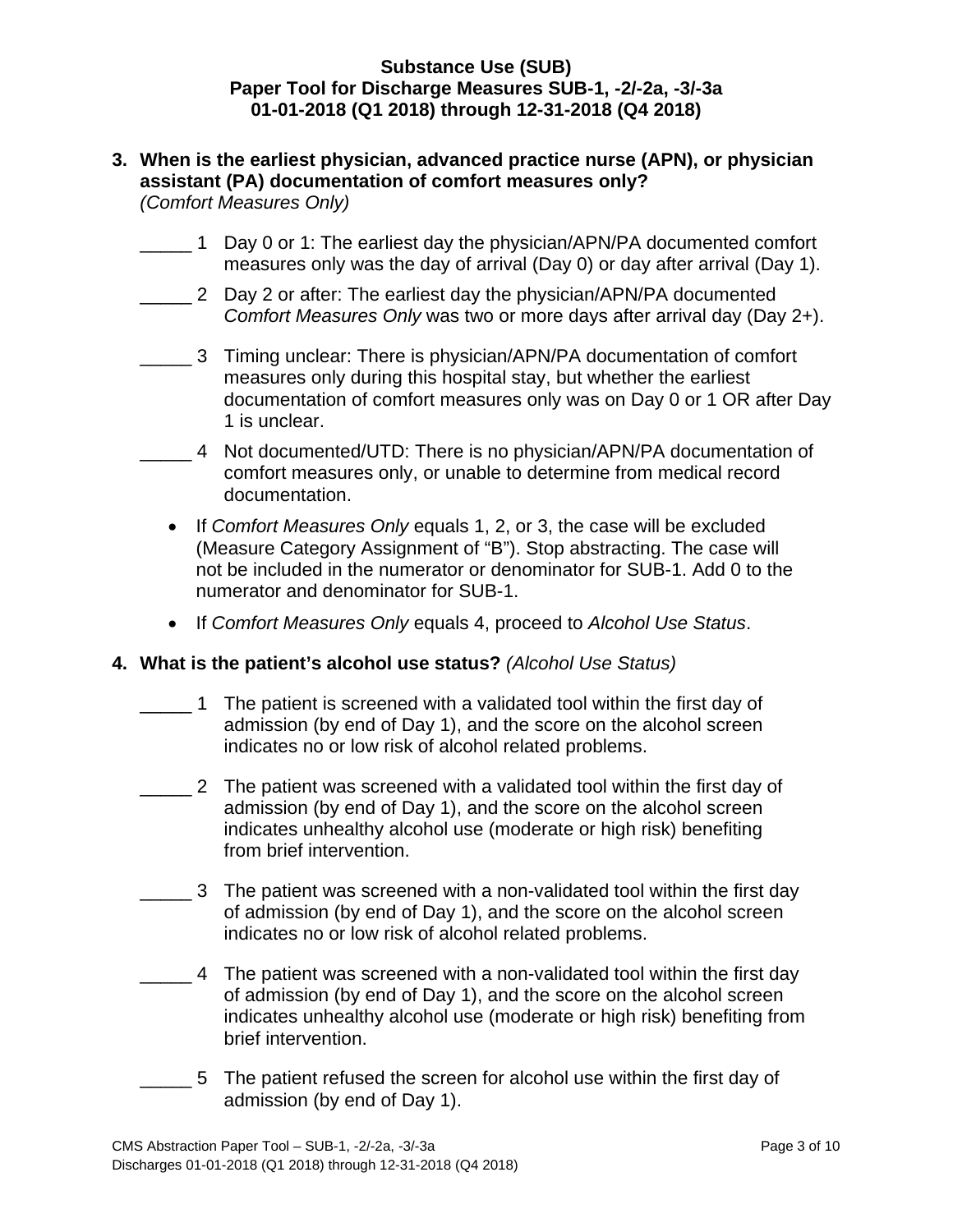**3. When is the earliest physician, advanced practice nurse (APN), or physician assistant (PA) documentation of comfort measures only?**
*(Comfort Measures Only)*

_____ 1 Day 0 or 1: The earliest day the physician/APN/PA documented comfort measures only was the day of arrival (Day 0) or day after arrival (Day 1).

_____ 2 Day 2 or after: The earliest day the physician/APN/PA documented *Comfort Measures Only* was two or more days after arrival day (Day 2+).

_____ 3 Timing unclear: There is physician/APN/PA documentation of comfort measures only during this hospital stay, but whether the earliest documentation of comfort measures only was on Day 0 or 1 OR after Day 1 is unclear.

_____ 4 Not documented/UTD: There is no physician/APN/PA documentation of comfort measures only, or unable to determine from medical record documentation.

- If *Comfort Measures Only* equals 1, 2, or 3, the case will be excluded (Measure Category Assignment of "B"). Stop abstracting. The case will not be included in the numerator or denominator for SUB-1. Add 0 to the numerator and denominator for SUB-1.
- If *Comfort Measures Only* equals 4, proceed to *Alcohol Use Status*.

**4. What is the patient's alcohol use status?** *(Alcohol Use Status)*

_____ 1 The patient is screened with a validated tool within the first day of admission (by end of Day 1), and the score on the alcohol screen indicates no or low risk of alcohol related problems.

_____ 2 The patient was screened with a validated tool within the first day of admission (by end of Day 1), and the score on the alcohol screen indicates unhealthy alcohol use (moderate or high risk) benefiting from brief intervention.

_____ 3 The patient was screened with a non-validated tool within the first day of admission (by end of Day 1), and the score on the alcohol screen indicates no or low risk of alcohol related problems.

_____ 4 The patient was screened with a non-validated tool within the first day of admission (by end of Day 1), and the score on the alcohol screen indicates unhealthy alcohol use (moderate or high risk) benefiting from brief intervention.

_____ 5 The patient refused the screen for alcohol use within the first day of admission (by end of Day 1).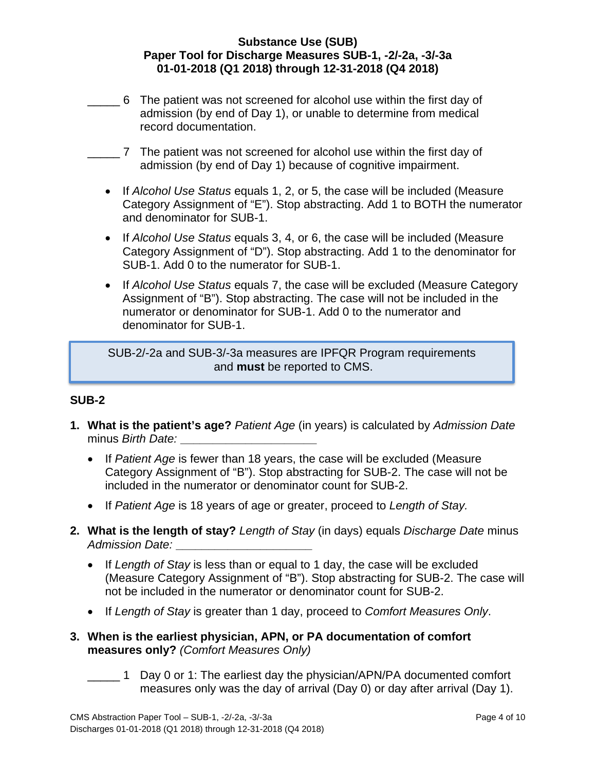_____ 6 The patient was not screened for alcohol use within the first day of admission (by end of Day 1), or unable to determine from medical record documentation.

_____ 7 The patient was not screened for alcohol use within the first day of admission (by end of Day 1) because of cognitive impairment.

- If *Alcohol Use Status* equals 1, 2, or 5, the case will be included (Measure Category Assignment of "E"). Stop abstracting. Add 1 to BOTH the numerator and denominator for SUB-1.
- If *Alcohol Use Status* equals 3, 4, or 6, the case will be included (Measure Category Assignment of "D"). Stop abstracting. Add 1 to the denominator for SUB-1. Add 0 to the numerator for SUB-1.
- If *Alcohol Use Status* equals 7, the case will be excluded (Measure Category Assignment of "B"). Stop abstracting. The case will not be included in the numerator or denominator for SUB-1. Add 0 to the numerator and denominator for SUB-1.

> SUB-2/-2a and SUB-3/-3a measures are IPFQR Program requirements and **must** be reported to CMS.

## SUB-2

1. **What is the patient's age?** *Patient Age* (in years) is calculated by *Admission Date* minus *Birth Date:* ____________________
   - If *Patient Age* is fewer than 18 years, the case will be excluded (Measure Category Assignment of "B"). Stop abstracting for SUB-2. The case will not be included in the numerator or denominator count for SUB-2.
   - If *Patient Age* is 18 years of age or greater, proceed to *Length of Stay.*
2. **What is the length of stay?** *Length of Stay* (in days) equals *Discharge Date* minus *Admission Date:* ____________________
   - If *Length of Stay* is less than or equal to 1 day, the case will be excluded (Measure Category Assignment of "B"). Stop abstracting for SUB-2. The case will not be included in the numerator or denominator count for SUB-2.
   - If *Length of Stay* is greater than 1 day, proceed to *Comfort Measures Only*.
3. **When is the earliest physician, APN, or PA documentation of comfort measures only?** *(Comfort Measures Only)*

   _____ 1 Day 0 or 1: The earliest day the physician/APN/PA documented comfort measures only was the day of arrival (Day 0) or day after arrival (Day 1).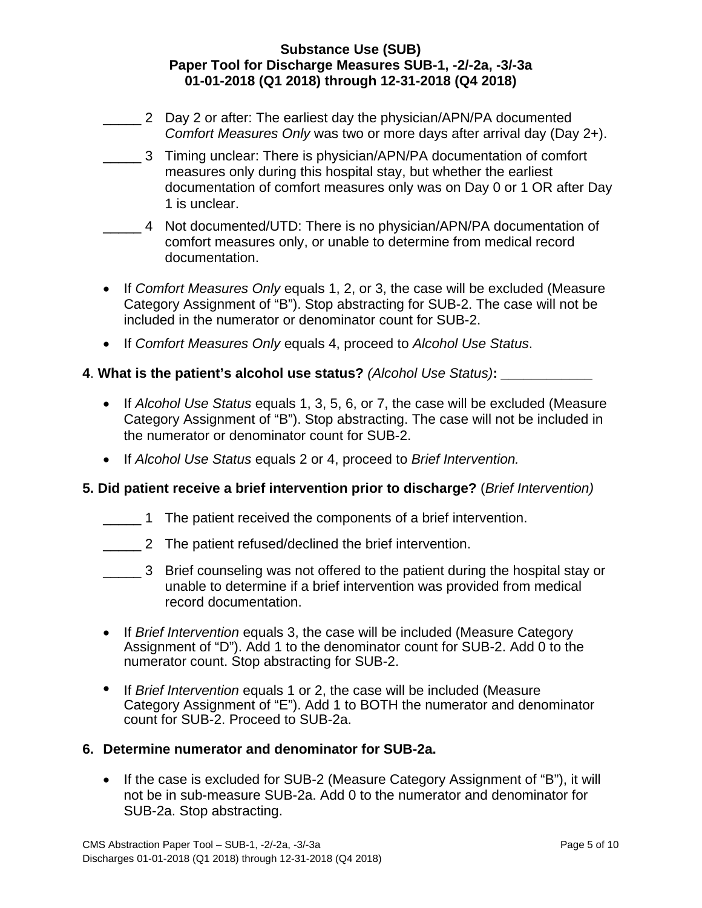_____ 2 Day 2 or after: The earliest day the physician/APN/PA documented *Comfort Measures Only* was two or more days after arrival day (Day 2+).

_____ 3 Timing unclear: There is physician/APN/PA documentation of comfort measures only during this hospital stay, but whether the earliest documentation of comfort measures only was on Day 0 or 1 OR after Day 1 is unclear.

_____ 4 Not documented/UTD: There is no physician/APN/PA documentation of comfort measures only, or unable to determine from medical record documentation.

- If *Comfort Measures Only* equals 1, 2, or 3, the case will be excluded (Measure Category Assignment of "B"). Stop abstracting for SUB-2. The case will not be included in the numerator or denominator count for SUB-2.
- If *Comfort Measures Only* equals 4, proceed to *Alcohol Use Status*.

**4**. **What is the patient's alcohol use status?** *(Alcohol Use Status)***:** ____________

- If *Alcohol Use Status* equals 1, 3, 5, 6, or 7, the case will be excluded (Measure Category Assignment of "B"). Stop abstracting. The case will not be included in the numerator or denominator count for SUB-2.
- If *Alcohol Use Status* equals 2 or 4, proceed to *Brief Intervention.*

**5. Did patient receive a brief intervention prior to discharge?** (*Brief Intervention)*

_____ 1 The patient received the components of a brief intervention.

_____ 2 The patient refused/declined the brief intervention.

_____ 3 Brief counseling was not offered to the patient during the hospital stay or unable to determine if a brief intervention was provided from medical record documentation.

- If *Brief Intervention* equals 3, the case will be included (Measure Category Assignment of "D"). Add 1 to the denominator count for SUB-2. Add 0 to the numerator count. Stop abstracting for SUB-2.
- If *Brief Intervention* equals 1 or 2, the case will be included (Measure Category Assignment of "E"). Add 1 to BOTH the numerator and denominator count for SUB-2. Proceed to SUB-2a.

**6. Determine numerator and denominator for SUB-2a.**

- If the case is excluded for SUB-2 (Measure Category Assignment of "B"), it will not be in sub-measure SUB-2a. Add 0 to the numerator and denominator for SUB-2a. Stop abstracting.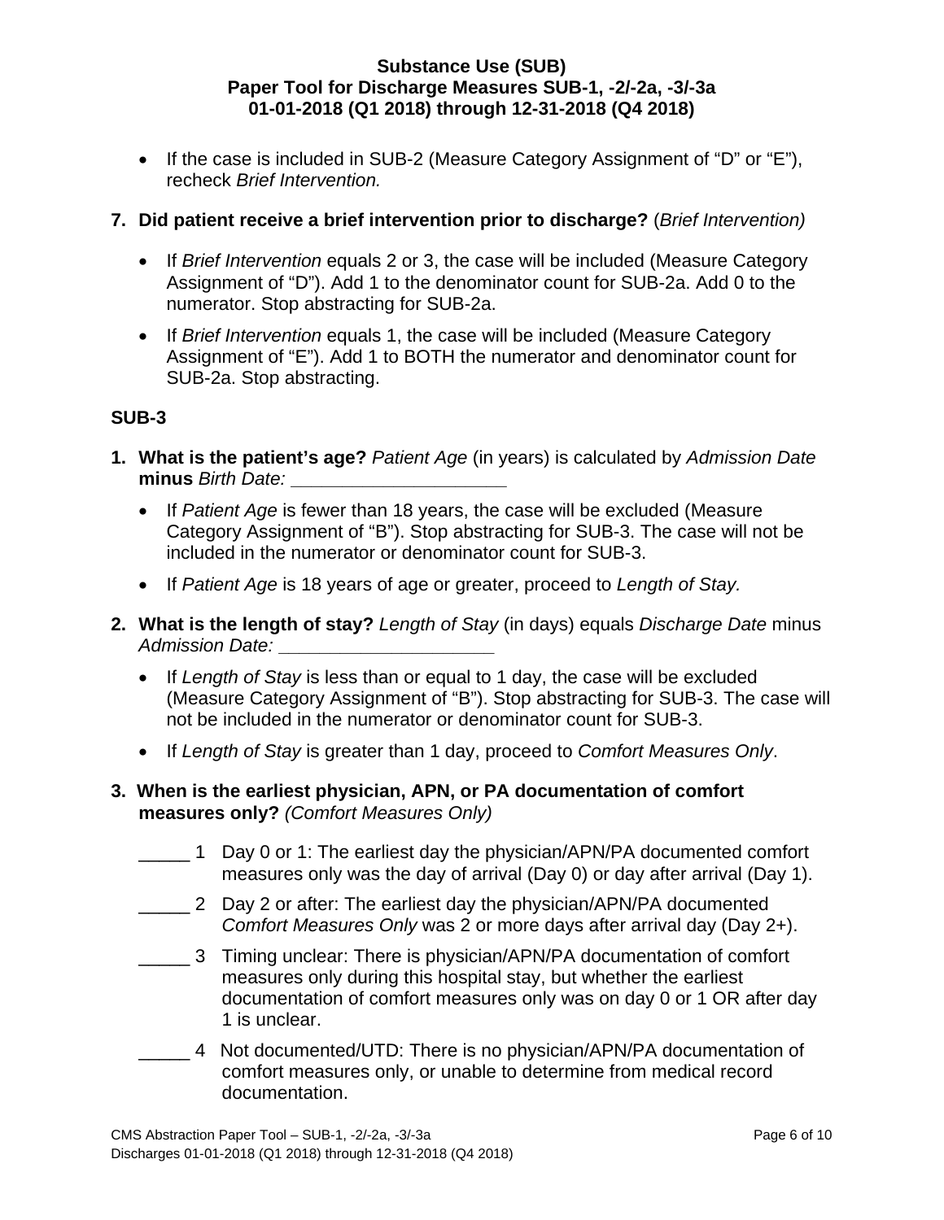- If the case is included in SUB-2 (Measure Category Assignment of "D" or "E"), recheck *Brief Intervention.*

**7. Did patient receive a brief intervention prior to discharge?** (*Brief Intervention)*

- If *Brief Intervention* equals 2 or 3, the case will be included (Measure Category Assignment of "D"). Add 1 to the denominator count for SUB-2a. Add 0 to the numerator. Stop abstracting for SUB-2a.
- If *Brief Intervention* equals 1, the case will be included (Measure Category Assignment of "E"). Add 1 to BOTH the numerator and denominator count for SUB-2a. Stop abstracting.

## SUB-3

**1. What is the patient's age?** *Patient Age* (in years) is calculated by *Admission Date* **minus** *Birth Date:* ____________________

- If *Patient Age* is fewer than 18 years, the case will be excluded (Measure Category Assignment of "B"). Stop abstracting for SUB-3. The case will not be included in the numerator or denominator count for SUB-3.
- If *Patient Age* is 18 years of age or greater, proceed to *Length of Stay.*

**2. What is the length of stay?** *Length of Stay* (in days) equals *Discharge Date* minus *Admission Date:* ____________________

- If *Length of Stay* is less than or equal to 1 day, the case will be excluded (Measure Category Assignment of "B"). Stop abstracting for SUB-3. The case will not be included in the numerator or denominator count for SUB-3.
- If *Length of Stay* is greater than 1 day, proceed to *Comfort Measures Only*.

**3. When is the earliest physician, APN, or PA documentation of comfort measures only?** *(Comfort Measures Only)*

_____ 1 Day 0 or 1: The earliest day the physician/APN/PA documented comfort measures only was the day of arrival (Day 0) or day after arrival (Day 1).

_____ 2 Day 2 or after: The earliest day the physician/APN/PA documented *Comfort Measures Only* was 2 or more days after arrival day (Day 2+).

_____ 3 Timing unclear: There is physician/APN/PA documentation of comfort measures only during this hospital stay, but whether the earliest documentation of comfort measures only was on day 0 or 1 OR after day 1 is unclear.

_____ 4 Not documented/UTD: There is no physician/APN/PA documentation of comfort measures only, or unable to determine from medical record documentation.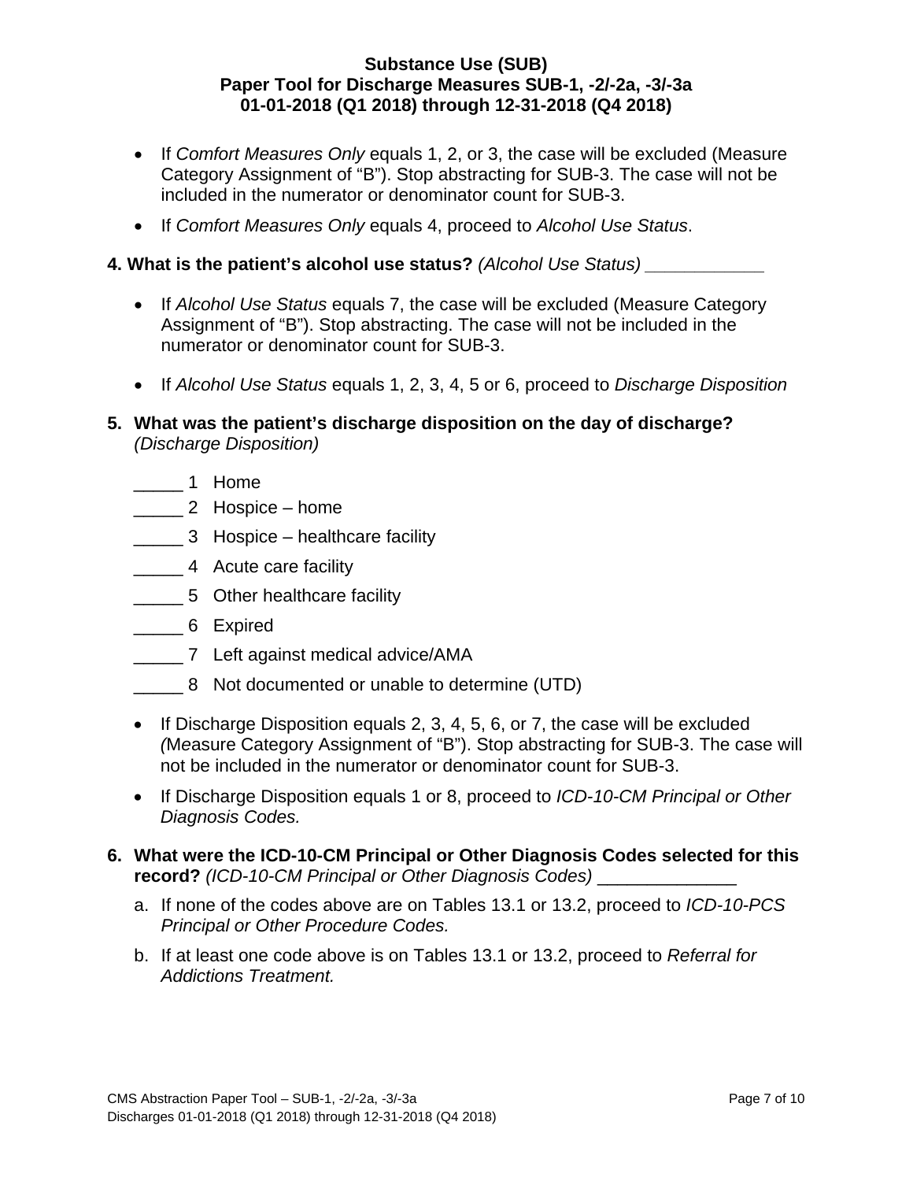- If *Comfort Measures Only* equals 1, 2, or 3, the case will be excluded (Measure Category Assignment of "B"). Stop abstracting for SUB-3. The case will not be included in the numerator or denominator count for SUB-3.
- If *Comfort Measures Only* equals 4, proceed to *Alcohol Use Status*.

**4. What is the patient's alcohol use status?** *(Alcohol Use Status)* ____________

- If *Alcohol Use Status* equals 7, the case will be excluded (Measure Category Assignment of "B"). Stop abstracting. The case will not be included in the numerator or denominator count for SUB-3.
- If *Alcohol Use Status* equals 1, 2, 3, 4, 5 or 6, proceed to *Discharge Disposition*

**5. What was the patient's discharge disposition on the day of discharge?** *(Discharge Disposition)*

_____ 1 Home
_____ 2 Hospice – home
_____ 3 Hospice – healthcare facility
_____ 4 Acute care facility
_____ 5 Other healthcare facility
_____ 6 Expired
_____ 7 Left against medical advice/AMA
_____ 8 Not documented or unable to determine (UTD)

- If Discharge Disposition equals 2, 3, 4, 5, 6, or 7, the case will be excluded *(*Measure Category Assignment of "B"). Stop abstracting for SUB-3. The case will not be included in the numerator or denominator count for SUB-3.
- If Discharge Disposition equals 1 or 8, proceed to *ICD-10-CM Principal or Other Diagnosis Codes.*

**6. What were the ICD-10-CM Principal or Other Diagnosis Codes selected for this record?** *(ICD-10-CM Principal or Other Diagnosis Codes)* ______________

a. If none of the codes above are on Tables 13.1 or 13.2, proceed to *ICD-10-PCS Principal or Other Procedure Codes.*

b. If at least one code above is on Tables 13.1 or 13.2, proceed to *Referral for Addictions Treatment.*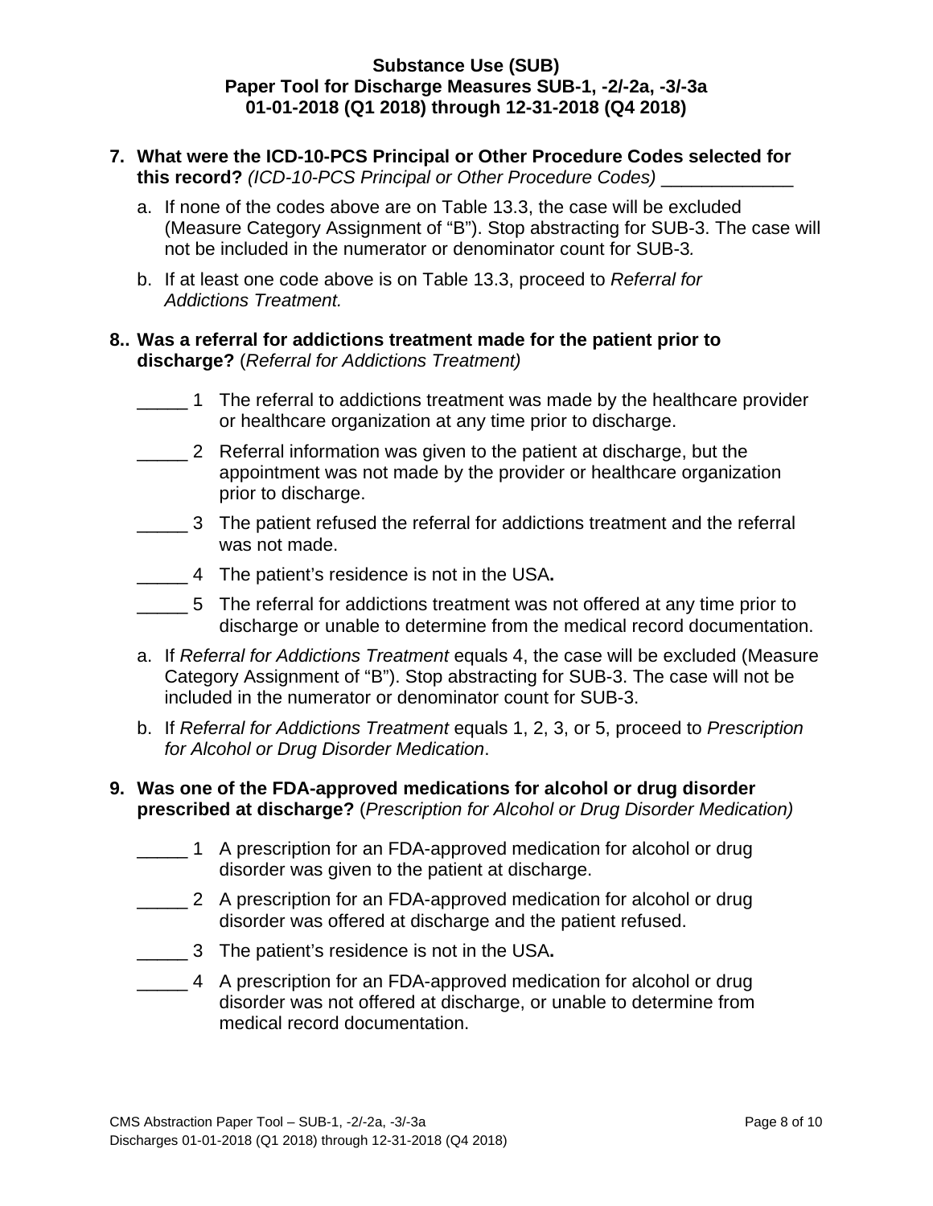**Substance Use (SUB)**
**Paper Tool for Discharge Measures SUB-1, -2/-2a, -3/-3a**
**01-01-2018 (Q1 2018) through 12-31-2018 (Q4 2018)**

7. **What were the ICD-10-PCS Principal or Other Procedure Codes selected for this record?** *(ICD-10-PCS Principal or Other Procedure Codes)* _____________

   a. If none of the codes above are on Table 13.3, the case will be excluded (Measure Category Assignment of "B"). Stop abstracting for SUB-3. The case will not be included in the numerator or denominator count for SUB-3.

   b. If at least one code above is on Table 13.3, proceed to *Referral for Addictions Treatment.*

8.. **Was a referral for addictions treatment made for the patient prior to discharge?** (*Referral for Addictions Treatment)*

   _____ 1 The referral to addictions treatment was made by the healthcare provider or healthcare organization at any time prior to discharge.

   _____ 2 Referral information was given to the patient at discharge, but the appointment was not made by the provider or healthcare organization prior to discharge.

   _____ 3 The patient refused the referral for addictions treatment and the referral was not made.

   _____ 4 The patient's residence is not in the USA**.**

   _____ 5 The referral for addictions treatment was not offered at any time prior to discharge or unable to determine from the medical record documentation.

   a. If *Referral for Addictions Treatment* equals 4, the case will be excluded (Measure Category Assignment of "B"). Stop abstracting for SUB-3. The case will not be included in the numerator or denominator count for SUB-3.

   b. If *Referral for Addictions Treatment* equals 1, 2, 3, or 5, proceed to *Prescription for Alcohol or Drug Disorder Medication*.

9. **Was one of the FDA-approved medications for alcohol or drug disorder prescribed at discharge?** (*Prescription for Alcohol or Drug Disorder Medication)*

   _____ 1 A prescription for an FDA-approved medication for alcohol or drug disorder was given to the patient at discharge.

   _____ 2 A prescription for an FDA-approved medication for alcohol or drug disorder was offered at discharge and the patient refused.

   _____ 3 The patient's residence is not in the USA**.**

   _____ 4 A prescription for an FDA-approved medication for alcohol or drug disorder was not offered at discharge, or unable to determine from medical record documentation.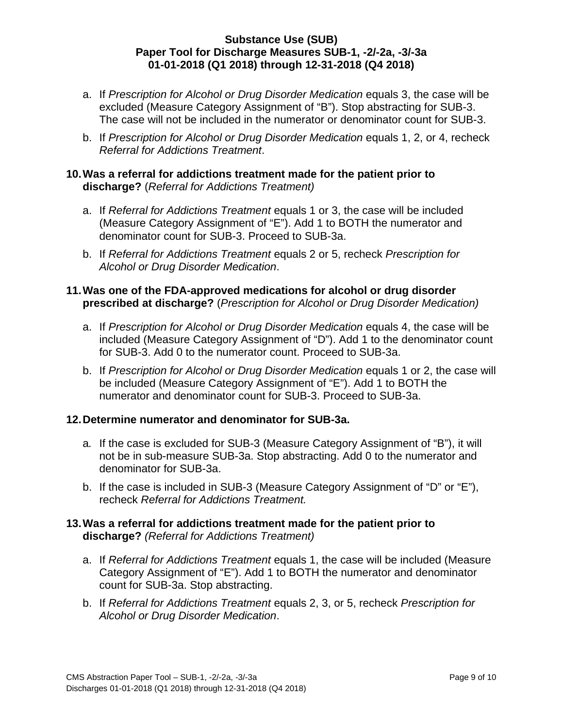a. If *Prescription for Alcohol or Drug Disorder Medication* equals 3, the case will be excluded (Measure Category Assignment of "B"). Stop abstracting for SUB-3. The case will not be included in the numerator or denominator count for SUB-3.

b. If *Prescription for Alcohol or Drug Disorder Medication* equals 1, 2, or 4, recheck *Referral for Addictions Treatment*.

**10. Was a referral for addictions treatment made for the patient prior to discharge?** (*Referral for Addictions Treatment)*

a. If *Referral for Addictions Treatment* equals 1 or 3, the case will be included (Measure Category Assignment of "E"). Add 1 to BOTH the numerator and denominator count for SUB-3. Proceed to SUB-3a.

b. If *Referral for Addictions Treatment* equals 2 or 5, recheck *Prescription for Alcohol or Drug Disorder Medication*.

**11. Was one of the FDA-approved medications for alcohol or drug disorder prescribed at discharge?** (*Prescription for Alcohol or Drug Disorder Medication)*

a. If *Prescription for Alcohol or Drug Disorder Medication* equals 4, the case will be included (Measure Category Assignment of "D"). Add 1 to the denominator count for SUB-3. Add 0 to the numerator count. Proceed to SUB-3a.

b. If *Prescription for Alcohol or Drug Disorder Medication* equals 1 or 2, the case will be included (Measure Category Assignment of "E"). Add 1 to BOTH the numerator and denominator count for SUB-3. Proceed to SUB-3a.

**12. Determine numerator and denominator for SUB-3a.**

a. If the case is excluded for SUB-3 (Measure Category Assignment of "B"), it will not be in sub-measure SUB-3a. Stop abstracting. Add 0 to the numerator and denominator for SUB-3a.

b. If the case is included in SUB-3 (Measure Category Assignment of "D" or "E"), recheck *Referral for Addictions Treatment.*

**13. Was a referral for addictions treatment made for the patient prior to discharge?** *(Referral for Addictions Treatment)*

a. If *Referral for Addictions Treatment* equals 1, the case will be included (Measure Category Assignment of "E"). Add 1 to BOTH the numerator and denominator count for SUB-3a. Stop abstracting.

b. If *Referral for Addictions Treatment* equals 2, 3, or 5, recheck *Prescription for Alcohol or Drug Disorder Medication*.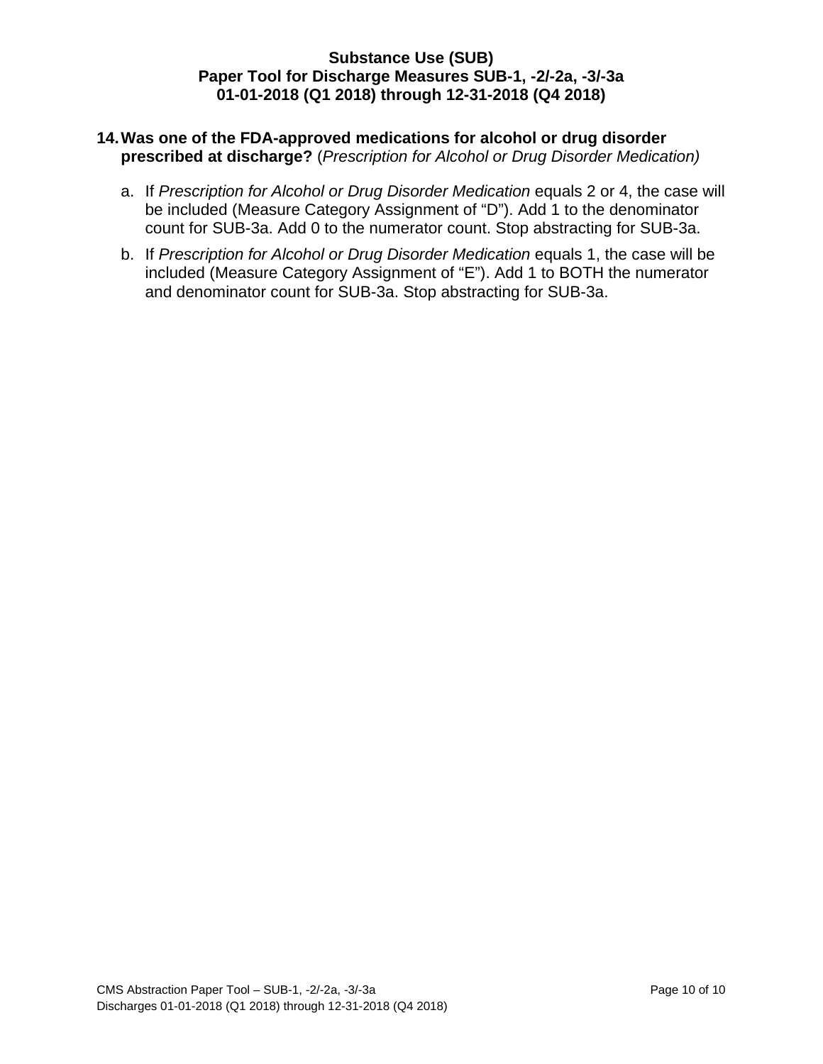**14. Was one of the FDA-approved medications for alcohol or drug disorder prescribed at discharge?** (*Prescription for Alcohol or Drug Disorder Medication)*

a. If *Prescription for Alcohol or Drug Disorder Medication* equals 2 or 4, the case will be included (Measure Category Assignment of “D”). Add 1 to the denominator count for SUB-3a. Add 0 to the numerator count. Stop abstracting for SUB-3a.

b. If *Prescription for Alcohol or Drug Disorder Medication* equals 1, the case will be included (Measure Category Assignment of “E”). Add 1 to BOTH the numerator and denominator count for SUB-3a. Stop abstracting for SUB-3a.